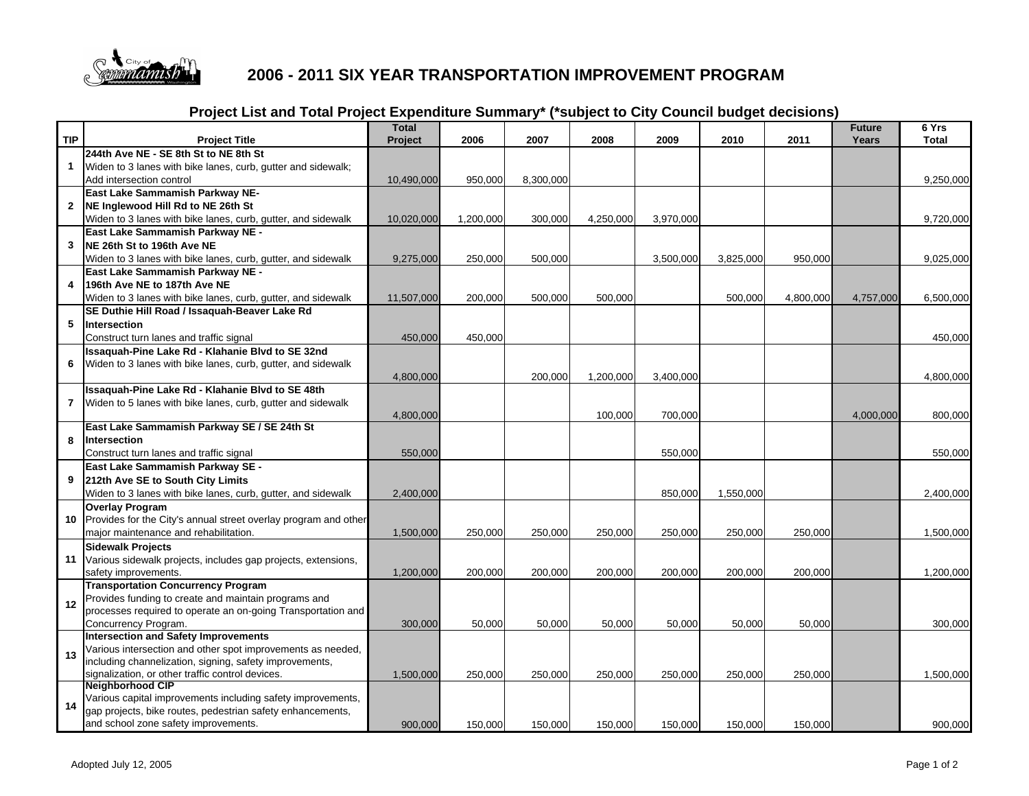# 2006 - 2011 SIX YEAR TRANSPORTATION IMPROVEMENT PROGRAM

## Project List and Total Project Expenditure Summary* (*subject to City Council budget decisions)

| TIP | Project Title | Total Project | 2006 | 2007 | 2008 | 2009 | 2010 | 2011 | Future Years | 6 Yrs Total |
|---|---|---|---|---|---|---|---|---|---|---|
| 1 | **244th Ave NE - SE 8th St to NE 8th St** Widen to 3 lanes with bike lanes, curb, gutter and sidewalk; Add intersection control | 10,490,000 | 950,000 | 8,300,000 | | | | | | 9,250,000 |
| 2 | **East Lake Sammamish Parkway NE- NE Inglewood Hill Rd to NE 26th St** Widen to 3 lanes with bike lanes, curb, gutter, and sidewalk | 10,020,000 | 1,200,000 | 300,000 | 4,250,000 | 3,970,000 | | | | 9,720,000 |
| 3 | **East Lake Sammamish Parkway NE - NE 26th St to 196th Ave NE** Widen to 3 lanes with bike lanes, curb, gutter, and sidewalk | 9,275,000 | 250,000 | 500,000 | | 3,500,000 | 3,825,000 | 950,000 | | 9,025,000 |
| 4 | **East Lake Sammamish Parkway NE - 196th Ave NE to 187th Ave NE** Widen to 3 lanes with bike lanes, curb, gutter, and sidewalk | 11,507,000 | 200,000 | 500,000 | 500,000 | | 500,000 | 4,800,000 | 4,757,000 | 6,500,000 |
| 5 | **SE Duthie Hill Road / Issaquah-Beaver Lake Rd Intersection** Construct turn lanes and traffic signal | 450,000 | 450,000 | | | | | | | 450,000 |
| 6 | **Issaquah-Pine Lake Rd - Klahanie Blvd to SE 32nd** Widen to 3 lanes with bike lanes, curb, gutter, and sidewalk | 4,800,000 | | 200,000 | 1,200,000 | 3,400,000 | | | | 4,800,000 |
| 7 | **Issaquah-Pine Lake Rd - Klahanie Blvd to SE 48th** Widen to 5 lanes with bike lanes, curb, gutter and sidewalk | 4,800,000 | | | 100,000 | 700,000 | | | 4,000,000 | 800,000 |
| 8 | **East Lake Sammamish Parkway SE / SE 24th St Intersection** Construct turn lanes and traffic signal | 550,000 | | | | 550,000 | | | | 550,000 |
| 9 | **East Lake Sammamish Parkway SE - 212th Ave SE to South City Limits** Widen to 3 lanes with bike lanes, curb, gutter, and sidewalk | 2,400,000 | | | | 850,000 | 1,550,000 | | | 2,400,000 |
| 10 | **Overlay Program** Provides for the City's annual street overlay program and other major maintenance and rehabilitation. | 1,500,000 | 250,000 | 250,000 | 250,000 | 250,000 | 250,000 | 250,000 | | 1,500,000 |
| 11 | **Sidewalk Projects** Various sidewalk projects, includes gap projects, extensions, safety improvements. | 1,200,000 | 200,000 | 200,000 | 200,000 | 200,000 | 200,000 | 200,000 | | 1,200,000 |
| 12 | **Transportation Concurrency Program** Provides funding to create and maintain programs and processes required to operate an on-going Transportation and Concurrency Program. | 300,000 | 50,000 | 50,000 | 50,000 | 50,000 | 50,000 | 50,000 | | 300,000 |
| 13 | **Intersection and Safety Improvements** Various intersection and other spot improvements as needed, including channelization, signing, safety improvements, signalization, or other traffic control devices. | 1,500,000 | 250,000 | 250,000 | 250,000 | 250,000 | 250,000 | 250,000 | | 1,500,000 |
| 14 | **Neighborhood CIP** Various capital improvements including safety improvements, gap projects, bike routes, pedestrian safety enhancements, and school zone safety improvements. | 900,000 | 150,000 | 150,000 | 150,000 | 150,000 | 150,000 | 150,000 | | 900,000 |

Adopted July 12, 2005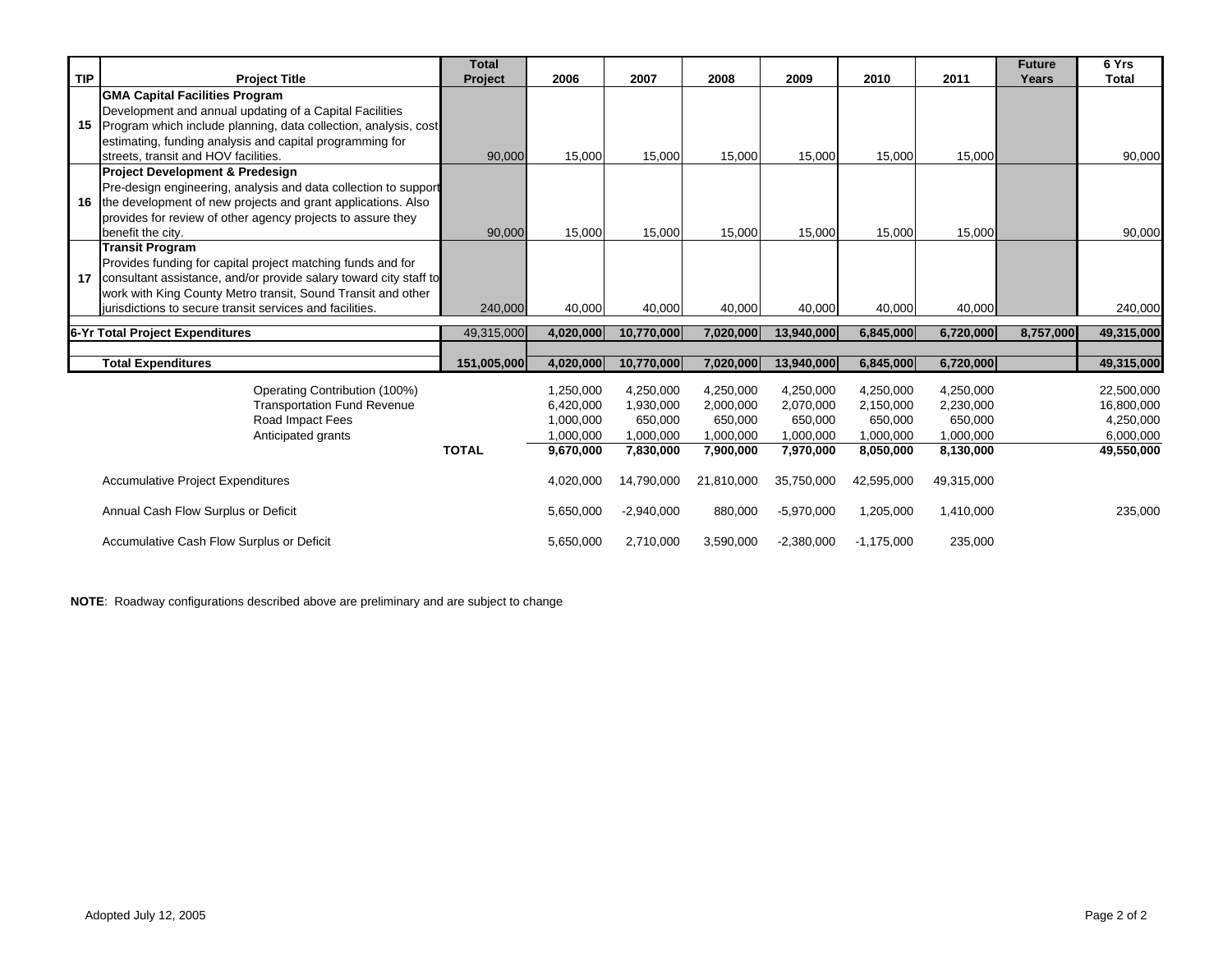| TIP | Project Title | Total Project | 2006 | 2007 | 2008 | 2009 | 2010 | 2011 | Future Years | 6 Yrs Total |
|---|---|---|---|---|---|---|---|---|---|---|
| 15 | **GMA Capital Facilities Program** Development and annual updating of a Capital Facilities Program which include planning, data collection, analysis, cost estimating, funding analysis and capital programming for streets, transit and HOV facilities. | 90,000 | 15,000 | 15,000 | 15,000 | 15,000 | 15,000 | 15,000 | | 90,000 |
| 16 | **Project Development & Predesign** Pre-design engineering, analysis and data collection to support the development of new projects and grant applications. Also provides for review of other agency projects to assure they benefit the city. | 90,000 | 15,000 | 15,000 | 15,000 | 15,000 | 15,000 | 15,000 | | 90,000 |
| 17 | **Transit Program** Provides funding for capital project matching funds and for consultant assistance, and/or provide salary toward city staff to work with King County Metro transit, Sound Transit and other jurisdictions to secure transit services and facilities. | 240,000 | 40,000 | 40,000 | 40,000 | 40,000 | 40,000 | 40,000 | | 240,000 |
| | **6-Yr Total Project Expenditures** | 49,315,000 | **4,020,000** | **10,770,000** | **7,020,000** | **13,940,000** | **6,845,000** | **6,720,000** | **8,757,000** | **49,315,000** |
| | **Total Expenditures** | **151,005,000** | **4,020,000** | **10,770,000** | **7,020,000** | **13,940,000** | **6,845,000** | **6,720,000** | | **49,315,000** |
| | Operating Contribution (100%) | | 1,250,000 | 4,250,000 | 4,250,000 | 4,250,000 | 4,250,000 | 4,250,000 | | 22,500,000 |
| | Transportation Fund Revenue | | 6,420,000 | 1,930,000 | 2,000,000 | 2,070,000 | 2,150,000 | 2,230,000 | | 16,800,000 |
| | Road Impact Fees | | 1,000,000 | 650,000 | 650,000 | 650,000 | 650,000 | 650,000 | | 4,250,000 |
| | Anticipated grants | | 1,000,000 | 1,000,000 | 1,000,000 | 1,000,000 | 1,000,000 | 1,000,000 | | 6,000,000 |
| | | **TOTAL** | **9,670,000** | **7,830,000** | **7,900,000** | **7,970,000** | **8,050,000** | **8,130,000** | | **49,550,000** |
| | Accumulative Project Expenditures | | 4,020,000 | 14,790,000 | 21,810,000 | 35,750,000 | 42,595,000 | 49,315,000 | | |
| | Annual Cash Flow Surplus or Deficit | | 5,650,000 | -2,940,000 | 880,000 | -5,970,000 | 1,205,000 | 1,410,000 | | 235,000 |
| | Accumulative Cash Flow Surplus or Deficit | | 5,650,000 | 2,710,000 | 3,590,000 | -2,380,000 | -1,175,000 | 235,000 | | |

**NOTE**: Roadway configurations described above are preliminary and are subject to change

Adopted July 12, 2005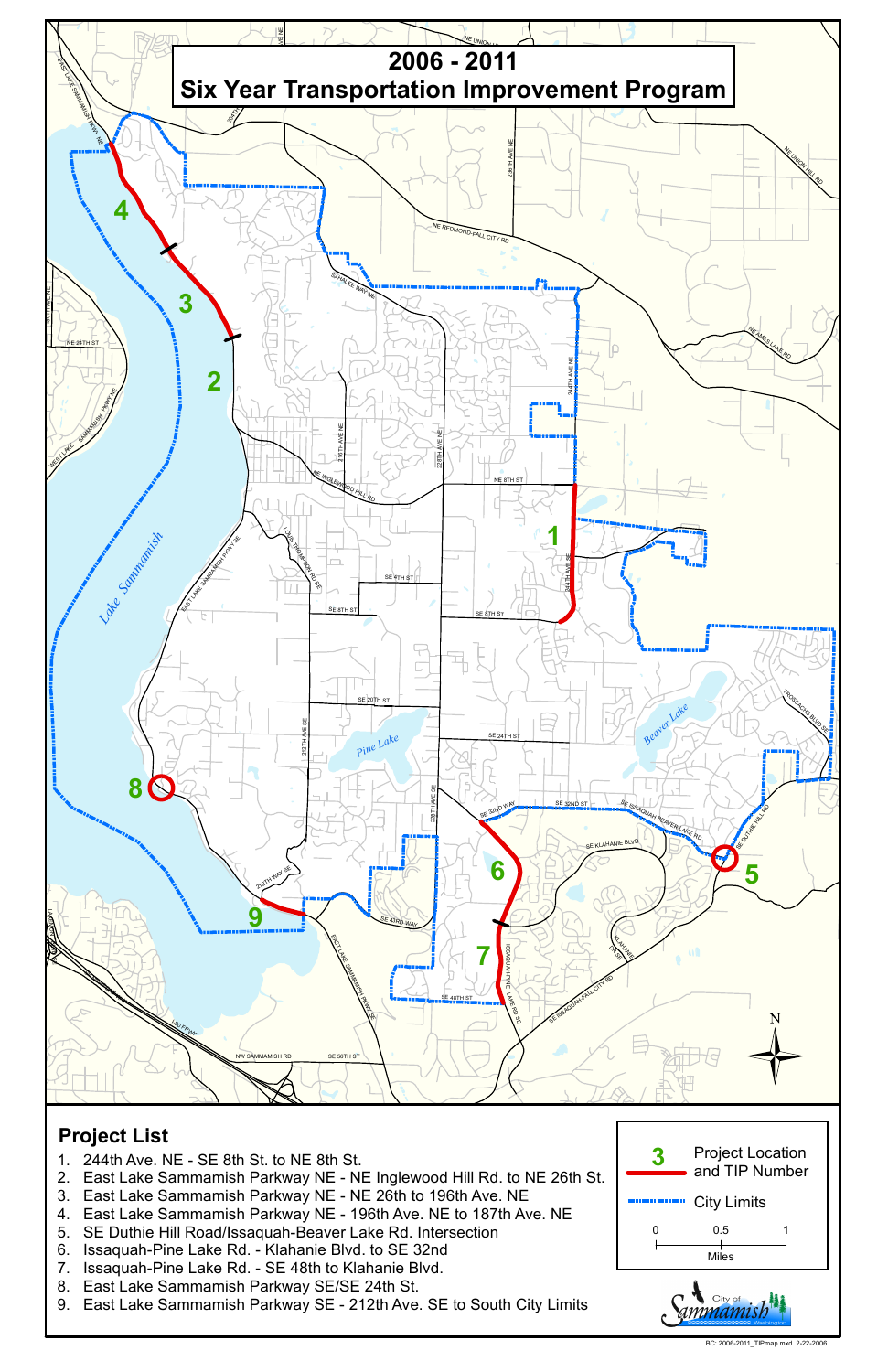# 2006 - 2011
# Six Year Transportation Improvement Program

## Project List

1. 244th Ave. NE - SE 8th St. to NE 8th St.
2. East Lake Sammamish Parkway NE - NE Inglewood Hill Rd. to NE 26th St.
3. East Lake Sammamish Parkway NE - NE 26th to 196th Ave. NE
4. East Lake Sammamish Parkway NE - 196th Ave. NE to 187th Ave. NE
5. SE Duthie Hill Road/Issaquah-Beaver Lake Rd. Intersection
6. Issaquah-Pine Lake Rd. - Klahanie Blvd. to SE 32nd
7. Issaquah-Pine Lake Rd. - SE 48th to Klahanie Blvd.
8. East Lake Sammamish Parkway SE/SE 24th St.
9. East Lake Sammamish Parkway SE - 212th Ave. SE to South City Limits

3 Project Location and TIP Number

City Limits

0 0.5 1

Miles

City of Sammamish Washington

BC: 2006-2011_TIPmap.mxd 2-22-2006